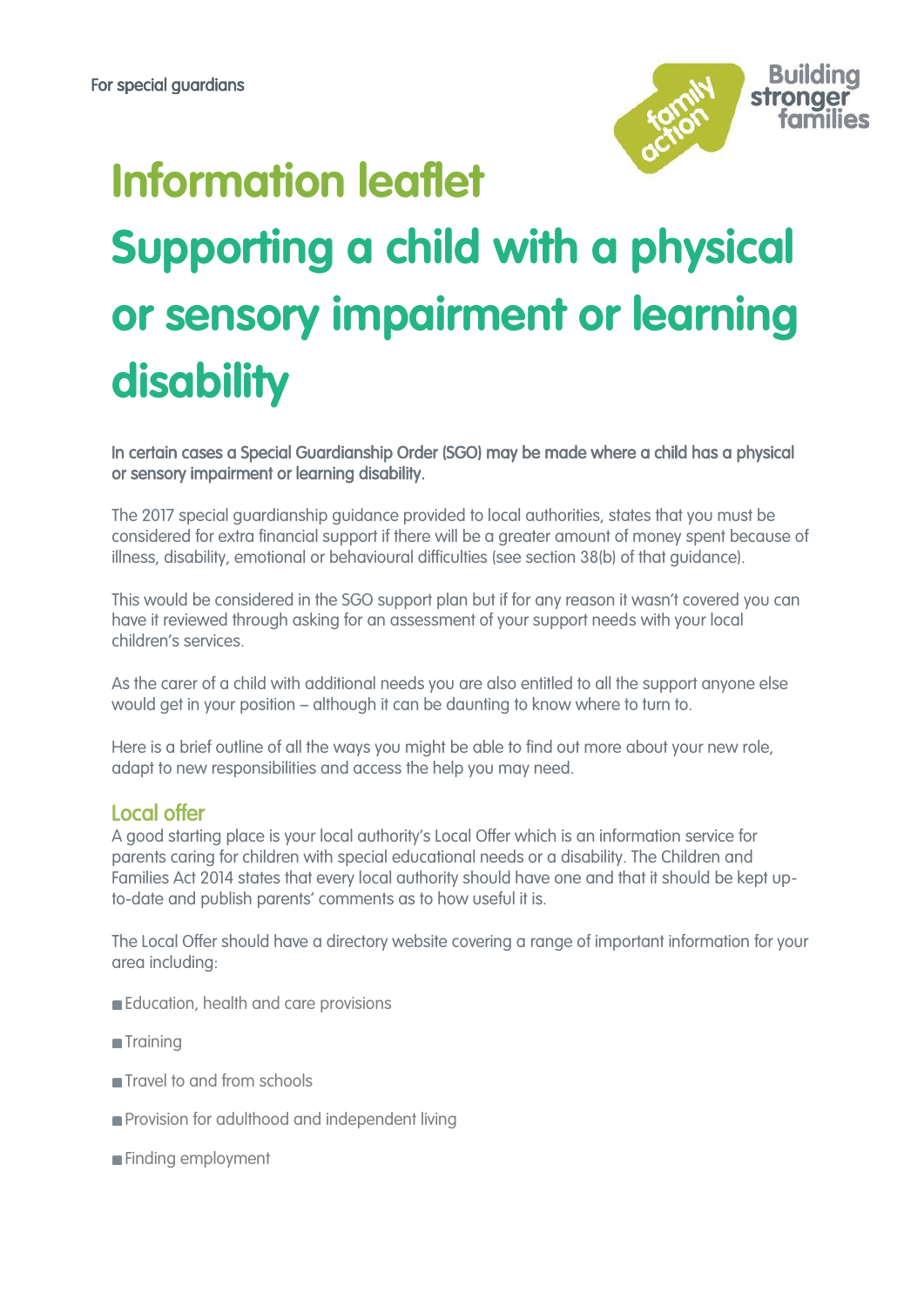For special guardians

# Information leaflet

# Supporting a child with a physical or sensory impairment or learning disability

**In certain cases a Special Guardianship Order (SGO) may be made where a child has a physical or sensory impairment or learning disability.**

The 2017 special guardianship guidance provided to local authorities, states that you must be considered for extra financial support if there will be a greater amount of money spent because of illness, disability, emotional or behavioural difficulties (see section 38(b) of that guidance).

This would be considered in the SGO support plan but if for any reason it wasn't covered you can have it reviewed through asking for an assessment of your support needs with your local children's services.

As the carer of a child with additional needs you are also entitled to all the support anyone else would get in your position – although it can be daunting to know where to turn to.

Here is a brief outline of all the ways you might be able to find out more about your new role, adapt to new responsibilities and access the help you may need.

## Local offer

A good starting place is your local authority's Local Offer which is an information service for parents caring for children with special educational needs or a disability. The Children and Families Act 2014 states that every local authority should have one and that it should be kept up-to-date and publish parents' comments as to how useful it is.

The Local Offer should have a directory website covering a range of important information for your area including:

- Education, health and care provisions
- Training
- Travel to and from schools
- Provision for adulthood and independent living
- Finding employment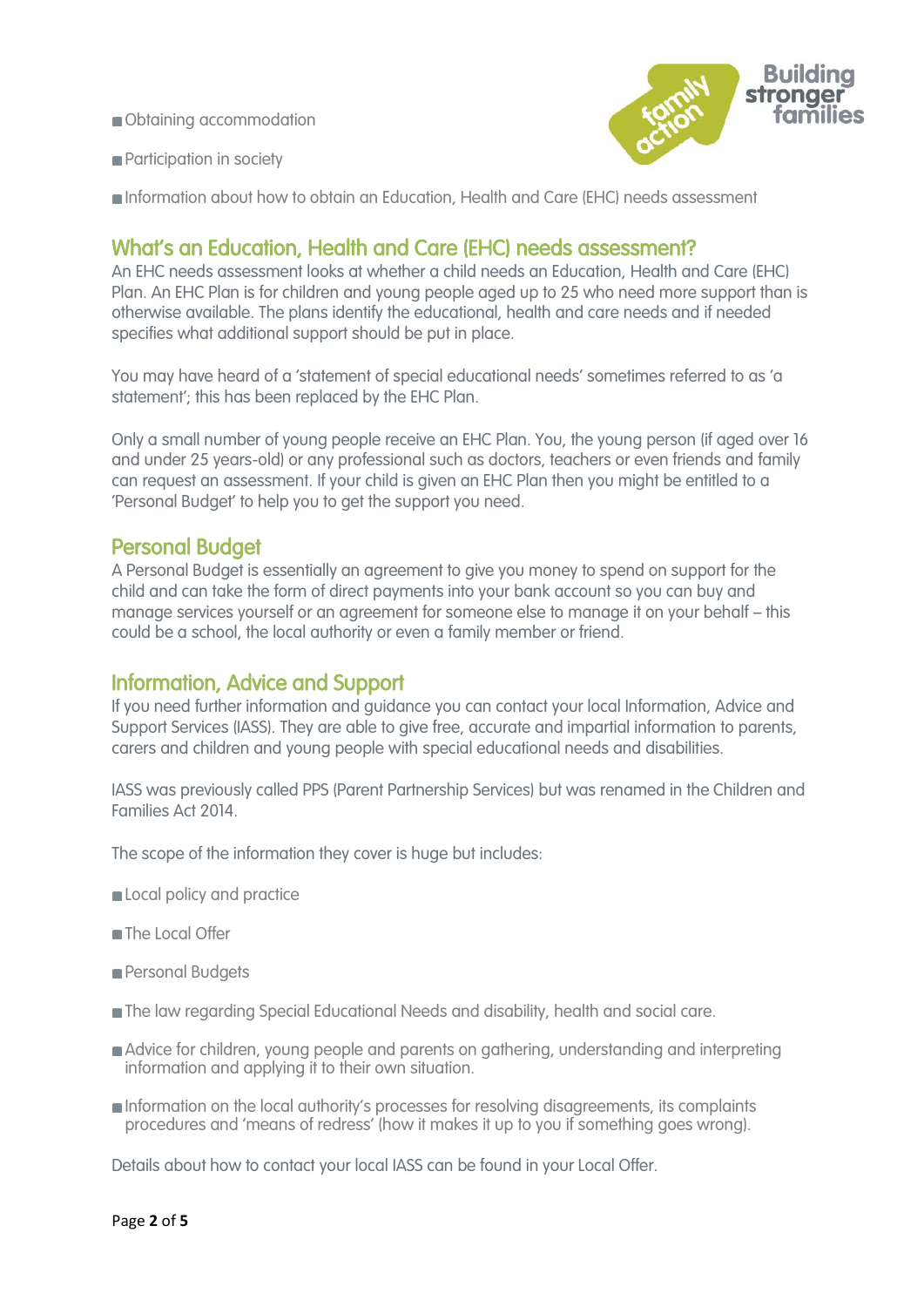- Obtaining accommodation
- Participation in society
- Information about how to obtain an Education, Health and Care (EHC) needs assessment

## What's an Education, Health and Care (EHC) needs assessment?

An EHC needs assessment looks at whether a child needs an Education, Health and Care (EHC) Plan. An EHC Plan is for children and young people aged up to 25 who need more support than is otherwise available. The plans identify the educational, health and care needs and if needed specifies what additional support should be put in place.

You may have heard of a 'statement of special educational needs' sometimes referred to as 'a statement'; this has been replaced by the EHC Plan.

Only a small number of young people receive an EHC Plan. You, the young person (if aged over 16 and under 25 years-old) or any professional such as doctors, teachers or even friends and family can request an assessment. If your child is given an EHC Plan then you might be entitled to a 'Personal Budget' to help you to get the support you need.

## Personal Budget

A Personal Budget is essentially an agreement to give you money to spend on support for the child and can take the form of direct payments into your bank account so you can buy and manage services yourself or an agreement for someone else to manage it on your behalf – this could be a school, the local authority or even a family member or friend.

## Information, Advice and Support

If you need further information and guidance you can contact your local Information, Advice and Support Services (IASS). They are able to give free, accurate and impartial information to parents, carers and children and young people with special educational needs and disabilities.

IASS was previously called PPS (Parent Partnership Services) but was renamed in the Children and Families Act 2014.

The scope of the information they cover is huge but includes:

- Local policy and practice
- The Local Offer
- Personal Budgets
- The law regarding Special Educational Needs and disability, health and social care.
- Advice for children, young people and parents on gathering, understanding and interpreting information and applying it to their own situation.
- Information on the local authority's processes for resolving disagreements, its complaints procedures and 'means of redress' (how it makes it up to you if something goes wrong).

Details about how to contact your local IASS can be found in your Local Offer.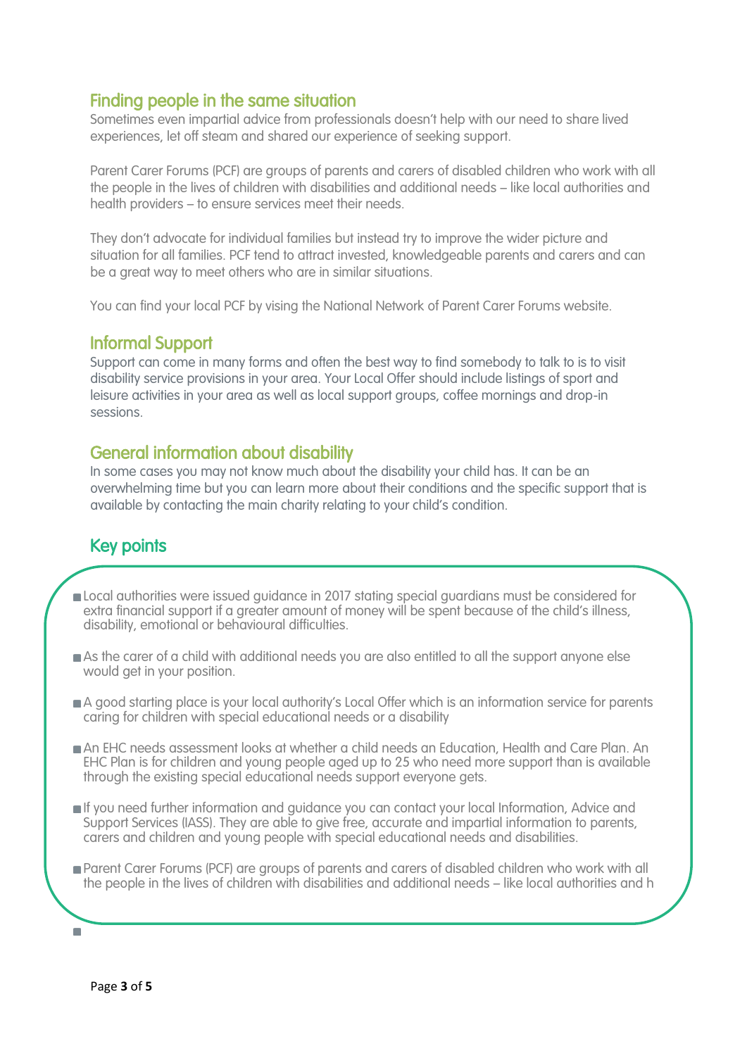## Finding people in the same situation

Sometimes even impartial advice from professionals doesn't help with our need to share lived experiences, let off steam and shared our experience of seeking support.

Parent Carer Forums (PCF) are groups of parents and carers of disabled children who work with all the people in the lives of children with disabilities and additional needs – like local authorities and health providers – to ensure services meet their needs.

They don't advocate for individual families but instead try to improve the wider picture and situation for all families. PCF tend to attract invested, knowledgeable parents and carers and can be a great way to meet others who are in similar situations.

You can find your local PCF by vising the National Network of Parent Carer Forums website.

## Informal Support

Support can come in many forms and often the best way to find somebody to talk to is to visit disability service provisions in your area. Your Local Offer should include listings of sport and leisure activities in your area as well as local support groups, coffee mornings and drop-in sessions.

## General information about disability

In some cases you may not know much about the disability your child has. It can be an overwhelming time but you can learn more about their conditions and the specific support that is available by contacting the main charity relating to your child's condition.

## Key points

- Local authorities were issued guidance in 2017 stating special guardians must be considered for extra financial support if a greater amount of money will be spent because of the child's illness, disability, emotional or behavioural difficulties.
- As the carer of a child with additional needs you are also entitled to all the support anyone else would get in your position.
- A good starting place is your local authority's Local Offer which is an information service for parents caring for children with special educational needs or a disability
- An EHC needs assessment looks at whether a child needs an Education, Health and Care Plan. An EHC Plan is for children and young people aged up to 25 who need more support than is available through the existing special educational needs support everyone gets.
- If you need further information and guidance you can contact your local Information, Advice and Support Services (IASS). They are able to give free, accurate and impartial information to parents, carers and children and young people with special educational needs and disabilities.
- Parent Carer Forums (PCF) are groups of parents and carers of disabled children who work with all the people in the lives of children with disabilities and additional needs – like local authorities and h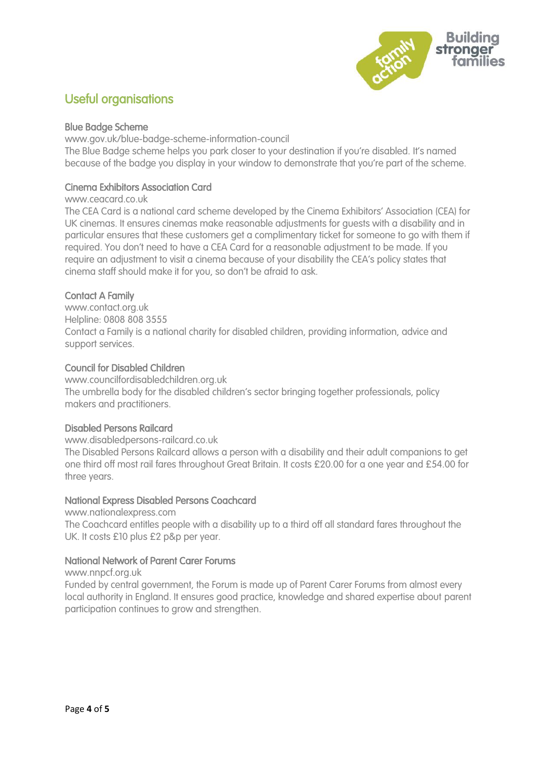## Useful organisations

### Blue Badge Scheme

www.gov.uk/blue-badge-scheme-information-council

The Blue Badge scheme helps you park closer to your destination if you're disabled. It's named because of the badge you display in your window to demonstrate that you're part of the scheme.

### Cinema Exhibitors Association Card

www.ceacard.co.uk

The CEA Card is a national card scheme developed by the Cinema Exhibitors' Association (CEA) for UK cinemas. It ensures cinemas make reasonable adjustments for guests with a disability and in particular ensures that these customers get a complimentary ticket for someone to go with them if required. You don't need to have a CEA Card for a reasonable adjustment to be made. If you require an adjustment to visit a cinema because of your disability the CEA's policy states that cinema staff should make it for you, so don't be afraid to ask.

### Contact A Family

www.contact.org.uk

Helpline: 0808 808 3555

Contact a Family is a national charity for disabled children, providing information, advice and support services.

### Council for Disabled Children

www.councilfordisabledchildren.org.uk

The umbrella body for the disabled children's sector bringing together professionals, policy makers and practitioners.

### Disabled Persons Railcard

www.disabledpersons-railcard.co.uk

The Disabled Persons Railcard allows a person with a disability and their adult companions to get one third off most rail fares throughout Great Britain. It costs £20.00 for a one year and £54.00 for three years.

### National Express Disabled Persons Coachcard

www.nationalexpress.com

The Coachcard entitles people with a disability up to a third off all standard fares throughout the UK. It costs £10 plus £2 p&p per year.

### National Network of Parent Carer Forums

www.nnpcf.org.uk

Funded by central government, the Forum is made up of Parent Carer Forums from almost every local authority in England. It ensures good practice, knowledge and shared expertise about parent participation continues to grow and strengthen.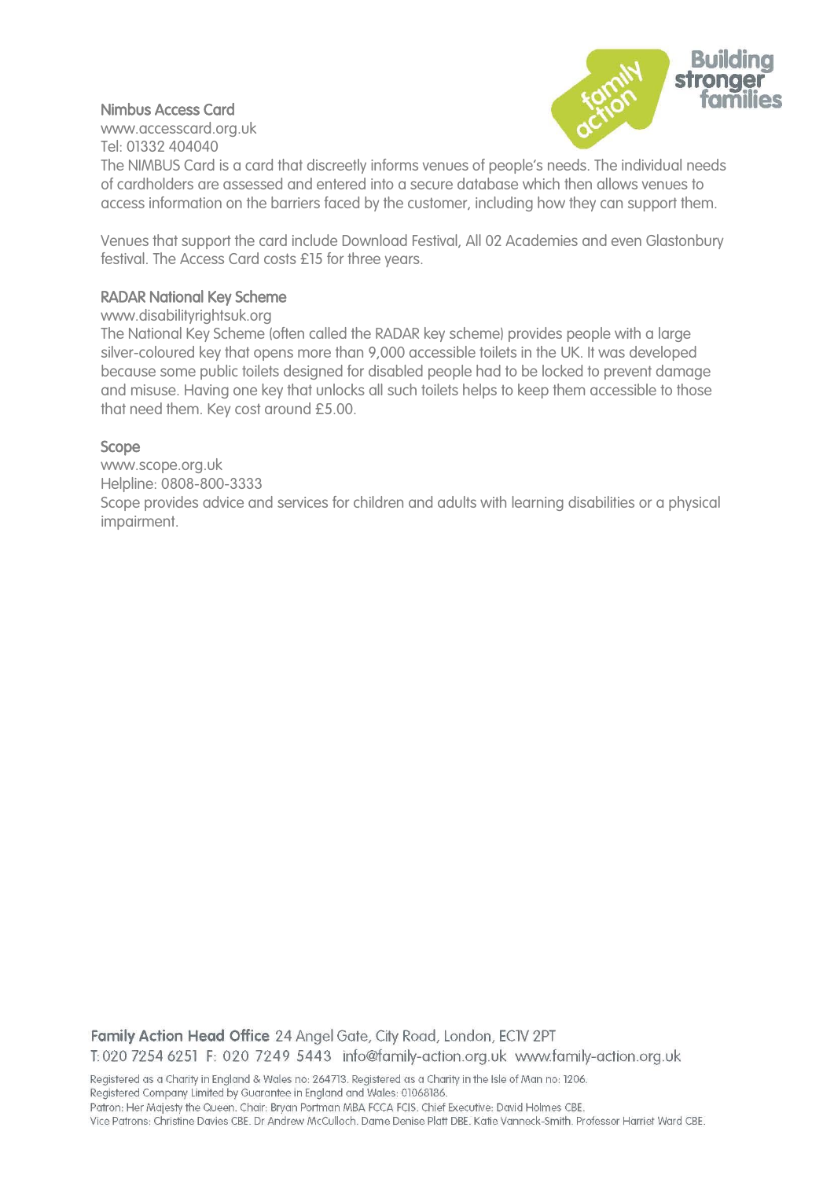### Nimbus Access Card

www.accesscard.org.uk
Tel: 01332 404040

The NIMBUS Card is a card that discreetly informs venues of people's needs. The individual needs of cardholders are assessed and entered into a secure database which then allows venues to access information on the barriers faced by the customer, including how they can support them.

Venues that support the card include Download Festival, All 02 Academies and even Glastonbury festival. The Access Card costs £15 for three years.

### RADAR National Key Scheme

www.disabilityrightsuk.org

The National Key Scheme (often called the RADAR key scheme) provides people with a large silver-coloured key that opens more than 9,000 accessible toilets in the UK. It was developed because some public toilets designed for disabled people had to be locked to prevent damage and misuse. Having one key that unlocks all such toilets helps to keep them accessible to those that need them. Key cost around £5.00.

### Scope

www.scope.org.uk
Helpline: 0808-800-3333

Scope provides advice and services for children and adults with learning disabilities or a physical impairment.